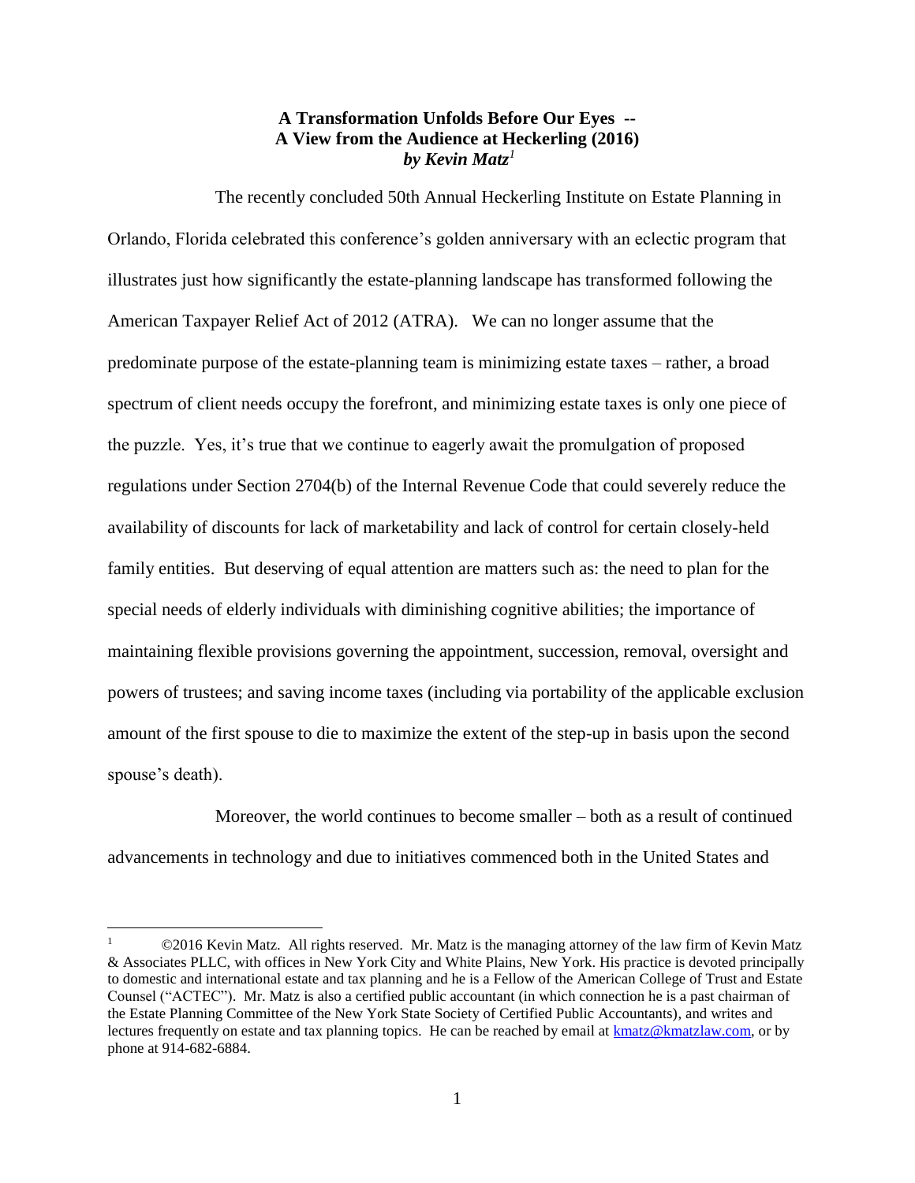# A Transformation Unfolds Before Our Eyes -- A View from the Audience at Heckerling (2016)

***by Kevin Matz[1]***

The recently concluded 50th Annual Heckerling Institute on Estate Planning in Orlando, Florida celebrated this conference's golden anniversary with an eclectic program that illustrates just how significantly the estate-planning landscape has transformed following the American Taxpayer Relief Act of 2012 (ATRA). We can no longer assume that the predominate purpose of the estate-planning team is minimizing estate taxes – rather, a broad spectrum of client needs occupy the forefront, and minimizing estate taxes is only one piece of the puzzle. Yes, it's true that we continue to eagerly await the promulgation of proposed regulations under Section 2704(b) of the Internal Revenue Code that could severely reduce the availability of discounts for lack of marketability and lack of control for certain closely-held family entities. But deserving of equal attention are matters such as: the need to plan for the special needs of elderly individuals with diminishing cognitive abilities; the importance of maintaining flexible provisions governing the appointment, succession, removal, oversight and powers of trustees; and saving income taxes (including via portability of the applicable exclusion amount of the first spouse to die to maximize the extent of the step-up in basis upon the second spouse's death).

Moreover, the world continues to become smaller – both as a result of continued advancements in technology and due to initiatives commenced both in the United States and

---

[1] ©2016 Kevin Matz. All rights reserved. Mr. Matz is the managing attorney of the law firm of Kevin Matz & Associates PLLC, with offices in New York City and White Plains, New York. His practice is devoted principally to domestic and international estate and tax planning and he is a Fellow of the American College of Trust and Estate Counsel ("ACTEC"). Mr. Matz is also a certified public accountant (in which connection he is a past chairman of the Estate Planning Committee of the New York State Society of Certified Public Accountants), and writes and lectures frequently on estate and tax planning topics. He can be reached by email at kmatz@kmatzlaw.com, or by phone at 914-682-6884.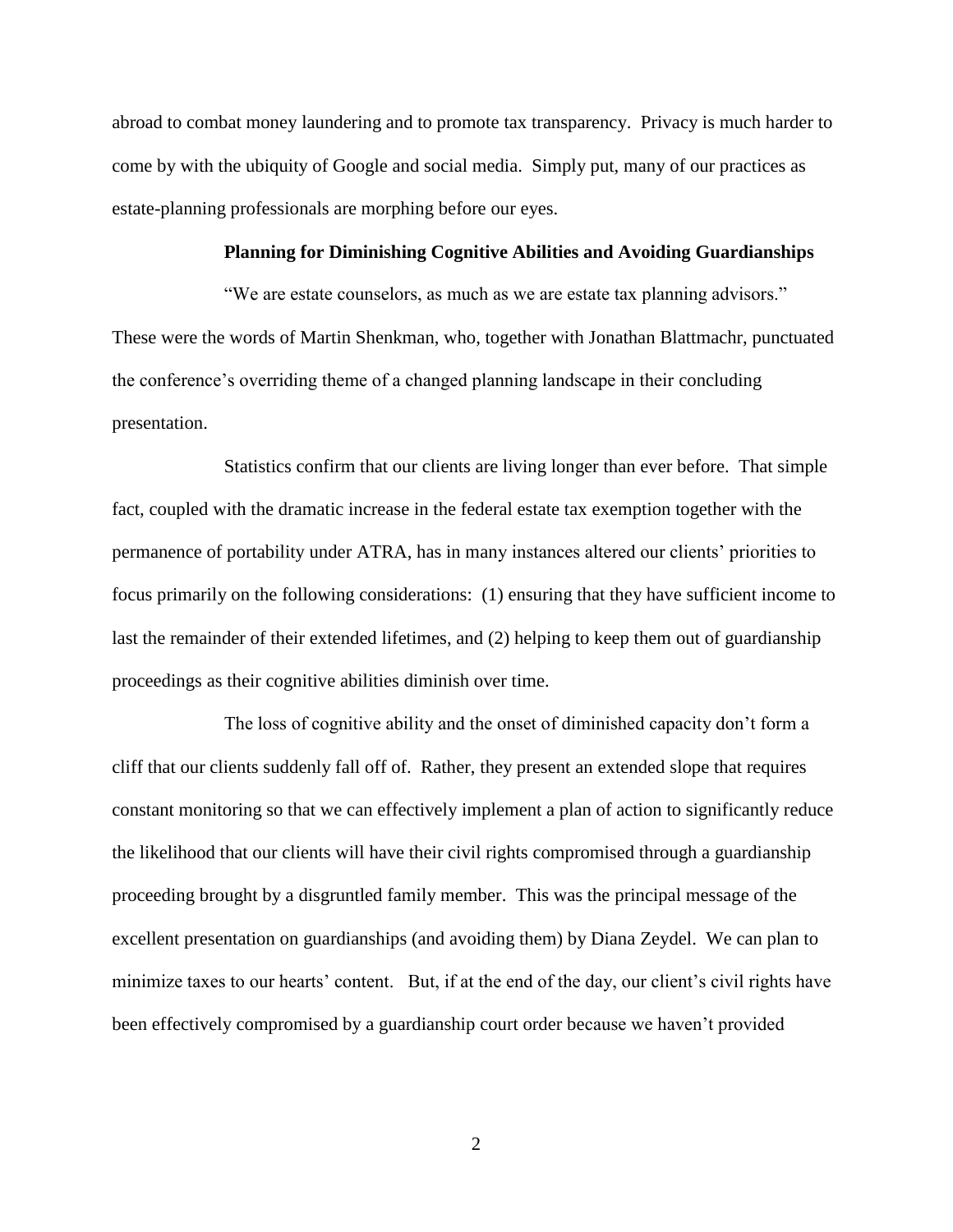abroad to combat money laundering and to promote tax transparency. Privacy is much harder to come by with the ubiquity of Google and social media. Simply put, many of our practices as estate-planning professionals are morphing before our eyes.

## Planning for Diminishing Cognitive Abilities and Avoiding Guardianships

"We are estate counselors, as much as we are estate tax planning advisors." These were the words of Martin Shenkman, who, together with Jonathan Blattmachr, punctuated the conference's overriding theme of a changed planning landscape in their concluding presentation.

Statistics confirm that our clients are living longer than ever before. That simple fact, coupled with the dramatic increase in the federal estate tax exemption together with the permanence of portability under ATRA, has in many instances altered our clients' priorities to focus primarily on the following considerations: (1) ensuring that they have sufficient income to last the remainder of their extended lifetimes, and (2) helping to keep them out of guardianship proceedings as their cognitive abilities diminish over time.

The loss of cognitive ability and the onset of diminished capacity don't form a cliff that our clients suddenly fall off of. Rather, they present an extended slope that requires constant monitoring so that we can effectively implement a plan of action to significantly reduce the likelihood that our clients will have their civil rights compromised through a guardianship proceeding brought by a disgruntled family member. This was the principal message of the excellent presentation on guardianships (and avoiding them) by Diana Zeydel. We can plan to minimize taxes to our hearts' content. But, if at the end of the day, our client's civil rights have been effectively compromised by a guardianship court order because we haven't provided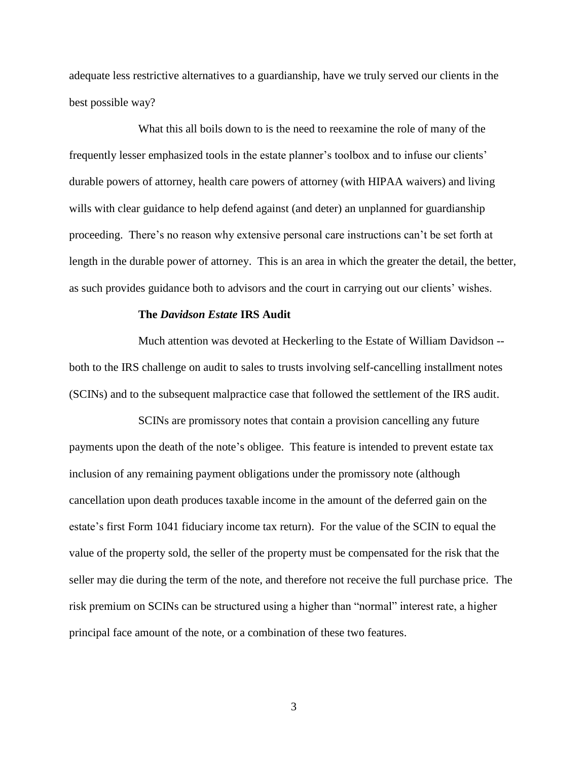adequate less restrictive alternatives to a guardianship, have we truly served our clients in the best possible way?

What this all boils down to is the need to reexamine the role of many of the frequently lesser emphasized tools in the estate planner's toolbox and to infuse our clients' durable powers of attorney, health care powers of attorney (with HIPAA waivers) and living wills with clear guidance to help defend against (and deter) an unplanned for guardianship proceeding. There's no reason why extensive personal care instructions can't be set forth at length in the durable power of attorney. This is an area in which the greater the detail, the better, as such provides guidance both to advisors and the court in carrying out our clients' wishes.

## The *Davidson Estate* IRS Audit

Much attention was devoted at Heckerling to the Estate of William Davidson -- both to the IRS challenge on audit to sales to trusts involving self-cancelling installment notes (SCINs) and to the subsequent malpractice case that followed the settlement of the IRS audit.

SCINs are promissory notes that contain a provision cancelling any future payments upon the death of the note's obligee. This feature is intended to prevent estate tax inclusion of any remaining payment obligations under the promissory note (although cancellation upon death produces taxable income in the amount of the deferred gain on the estate's first Form 1041 fiduciary income tax return). For the value of the SCIN to equal the value of the property sold, the seller of the property must be compensated for the risk that the seller may die during the term of the note, and therefore not receive the full purchase price. The risk premium on SCINs can be structured using a higher than "normal" interest rate, a higher principal face amount of the note, or a combination of these two features.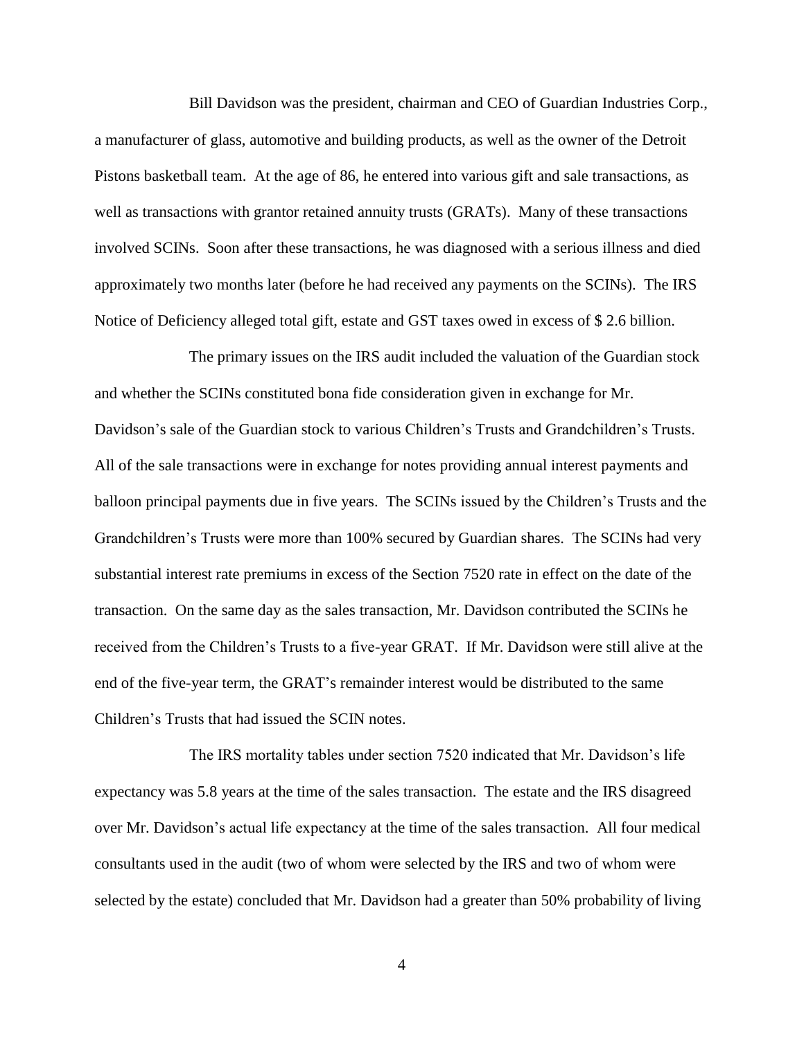Bill Davidson was the president, chairman and CEO of Guardian Industries Corp., a manufacturer of glass, automotive and building products, as well as the owner of the Detroit Pistons basketball team. At the age of 86, he entered into various gift and sale transactions, as well as transactions with grantor retained annuity trusts (GRATs). Many of these transactions involved SCINs. Soon after these transactions, he was diagnosed with a serious illness and died approximately two months later (before he had received any payments on the SCINs). The IRS Notice of Deficiency alleged total gift, estate and GST taxes owed in excess of $ 2.6 billion.

The primary issues on the IRS audit included the valuation of the Guardian stock and whether the SCINs constituted bona fide consideration given in exchange for Mr. Davidson's sale of the Guardian stock to various Children's Trusts and Grandchildren's Trusts. All of the sale transactions were in exchange for notes providing annual interest payments and balloon principal payments due in five years. The SCINs issued by the Children's Trusts and the Grandchildren's Trusts were more than 100% secured by Guardian shares. The SCINs had very substantial interest rate premiums in excess of the Section 7520 rate in effect on the date of the transaction. On the same day as the sales transaction, Mr. Davidson contributed the SCINs he received from the Children's Trusts to a five-year GRAT. If Mr. Davidson were still alive at the end of the five-year term, the GRAT's remainder interest would be distributed to the same Children's Trusts that had issued the SCIN notes.

The IRS mortality tables under section 7520 indicated that Mr. Davidson's life expectancy was 5.8 years at the time of the sales transaction. The estate and the IRS disagreed over Mr. Davidson's actual life expectancy at the time of the sales transaction. All four medical consultants used in the audit (two of whom were selected by the IRS and two of whom were selected by the estate) concluded that Mr. Davidson had a greater than 50% probability of living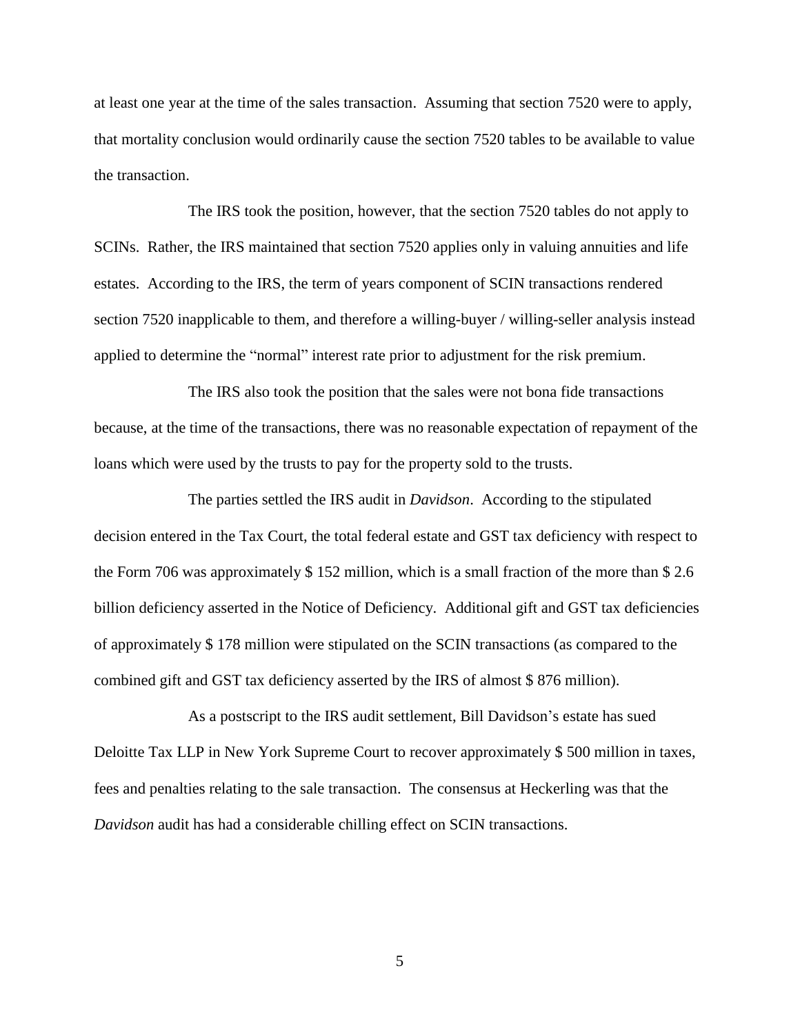at least one year at the time of the sales transaction. Assuming that section 7520 were to apply, that mortality conclusion would ordinarily cause the section 7520 tables to be available to value the transaction.

The IRS took the position, however, that the section 7520 tables do not apply to SCINs. Rather, the IRS maintained that section 7520 applies only in valuing annuities and life estates. According to the IRS, the term of years component of SCIN transactions rendered section 7520 inapplicable to them, and therefore a willing-buyer / willing-seller analysis instead applied to determine the "normal" interest rate prior to adjustment for the risk premium.

The IRS also took the position that the sales were not bona fide transactions because, at the time of the transactions, there was no reasonable expectation of repayment of the loans which were used by the trusts to pay for the property sold to the trusts.

The parties settled the IRS audit in *Davidson*. According to the stipulated decision entered in the Tax Court, the total federal estate and GST tax deficiency with respect to the Form 706 was approximately $ 152 million, which is a small fraction of the more than $ 2.6 billion deficiency asserted in the Notice of Deficiency. Additional gift and GST tax deficiencies of approximately $ 178 million were stipulated on the SCIN transactions (as compared to the combined gift and GST tax deficiency asserted by the IRS of almost $ 876 million).

As a postscript to the IRS audit settlement, Bill Davidson's estate has sued Deloitte Tax LLP in New York Supreme Court to recover approximately $ 500 million in taxes, fees and penalties relating to the sale transaction. The consensus at Heckerling was that the *Davidson* audit has had a considerable chilling effect on SCIN transactions.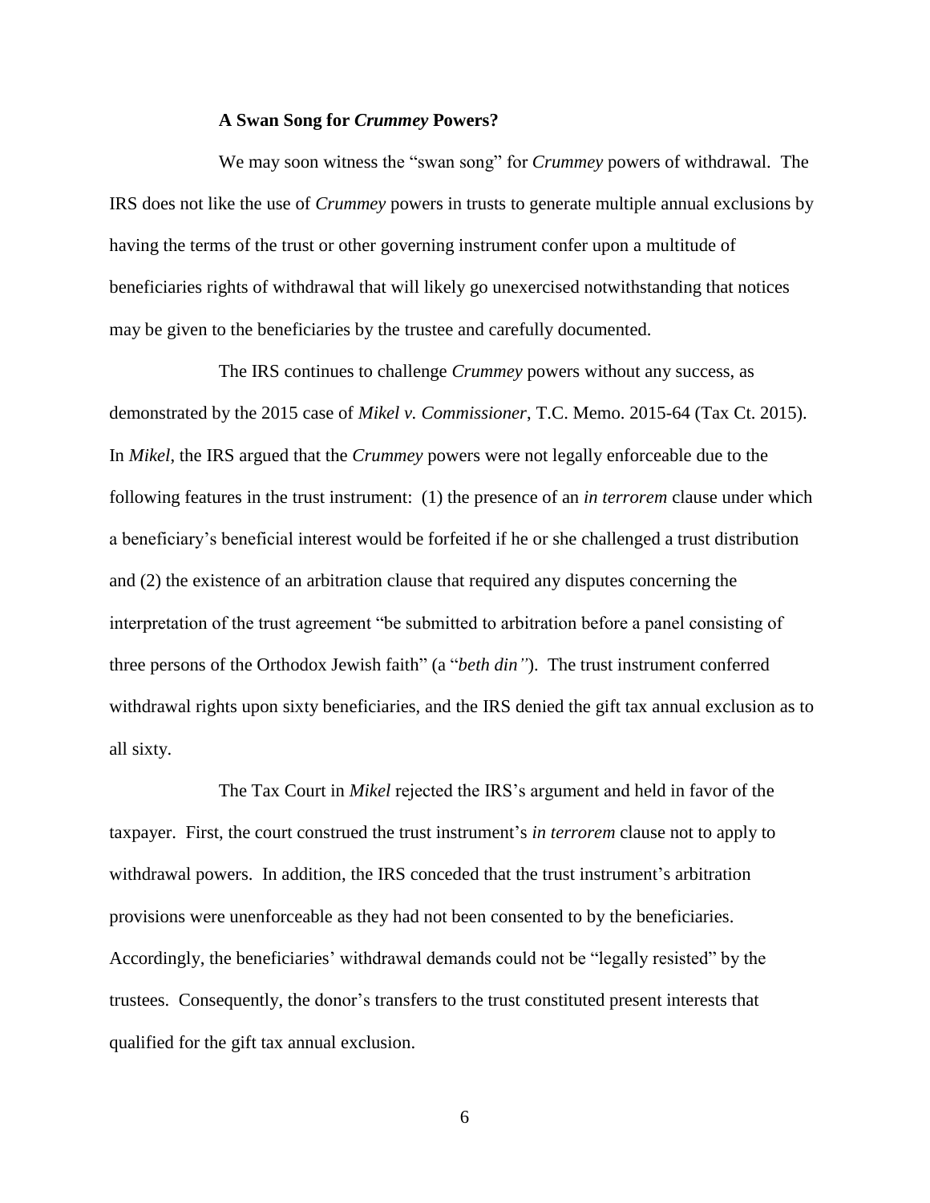### **A Swan Song for *Crummey* Powers?**

We may soon witness the "swan song" for *Crummey* powers of withdrawal. The IRS does not like the use of *Crummey* powers in trusts to generate multiple annual exclusions by having the terms of the trust or other governing instrument confer upon a multitude of beneficiaries rights of withdrawal that will likely go unexercised notwithstanding that notices may be given to the beneficiaries by the trustee and carefully documented.

The IRS continues to challenge *Crummey* powers without any success, as demonstrated by the 2015 case of *Mikel v. Commissioner*, T.C. Memo. 2015-64 (Tax Ct. 2015). In *Mikel*, the IRS argued that the *Crummey* powers were not legally enforceable due to the following features in the trust instrument: (1) the presence of an *in terrorem* clause under which a beneficiary's beneficial interest would be forfeited if he or she challenged a trust distribution and (2) the existence of an arbitration clause that required any disputes concerning the interpretation of the trust agreement "be submitted to arbitration before a panel consisting of three persons of the Orthodox Jewish faith" (a "*beth din"*). The trust instrument conferred withdrawal rights upon sixty beneficiaries, and the IRS denied the gift tax annual exclusion as to all sixty.

The Tax Court in *Mikel* rejected the IRS's argument and held in favor of the taxpayer. First, the court construed the trust instrument's *in terrorem* clause not to apply to withdrawal powers. In addition, the IRS conceded that the trust instrument's arbitration provisions were unenforceable as they had not been consented to by the beneficiaries. Accordingly, the beneficiaries' withdrawal demands could not be "legally resisted" by the trustees. Consequently, the donor's transfers to the trust constituted present interests that qualified for the gift tax annual exclusion.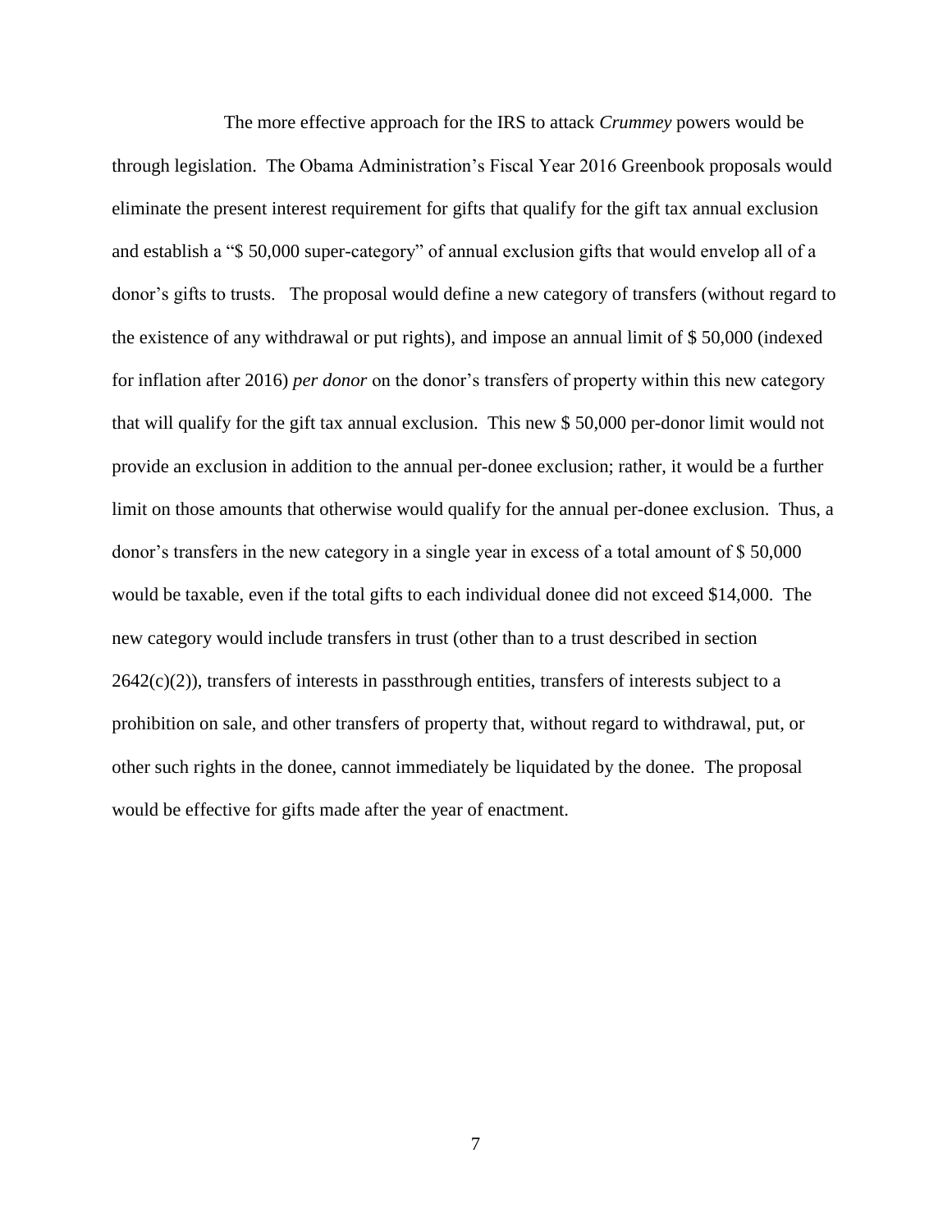The more effective approach for the IRS to attack *Crummey* powers would be through legislation. The Obama Administration's Fiscal Year 2016 Greenbook proposals would eliminate the present interest requirement for gifts that qualify for the gift tax annual exclusion and establish a "$ 50,000 super-category" of annual exclusion gifts that would envelop all of a donor's gifts to trusts. The proposal would define a new category of transfers (without regard to the existence of any withdrawal or put rights), and impose an annual limit of $ 50,000 (indexed for inflation after 2016) *per donor* on the donor's transfers of property within this new category that will qualify for the gift tax annual exclusion. This new $ 50,000 per-donor limit would not provide an exclusion in addition to the annual per-donee exclusion; rather, it would be a further limit on those amounts that otherwise would qualify for the annual per-donee exclusion. Thus, a donor's transfers in the new category in a single year in excess of a total amount of $ 50,000 would be taxable, even if the total gifts to each individual donee did not exceed $14,000. The new category would include transfers in trust (other than to a trust described in section 2642(c)(2)), transfers of interests in passthrough entities, transfers of interests subject to a prohibition on sale, and other transfers of property that, without regard to withdrawal, put, or other such rights in the donee, cannot immediately be liquidated by the donee. The proposal would be effective for gifts made after the year of enactment.